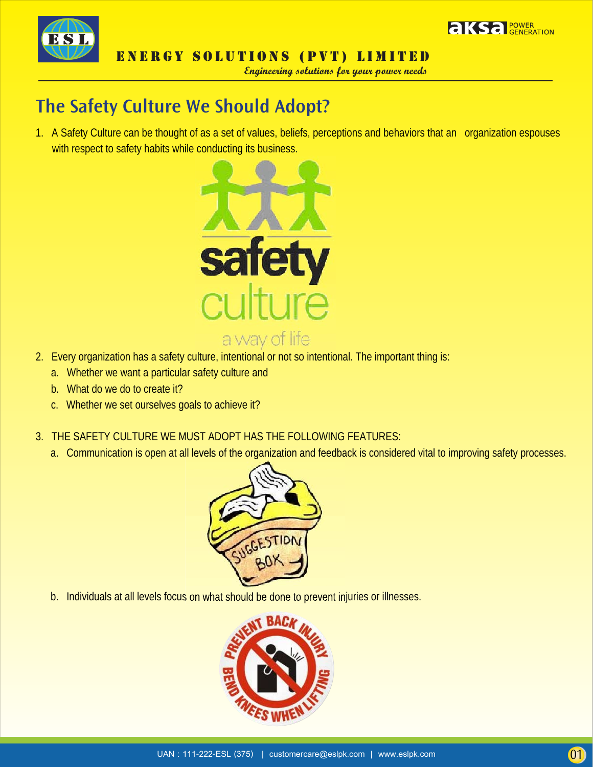# The Safety Culture We Should Adopt?

1. A Safety Culture can be thought of as a set of values, beliefs, perceptions and behaviors that an organization espouses with respect to safety habits while conducting its business.

2. Every organization has a safety culture, intentional or not so intentional. The important thing is:
   a. Whether we want a particular safety culture and
   b. What do we do to create it?
   c. Whether we set ourselves goals to achieve it?

3. THE SAFETY CULTURE WE MUST ADOPT HAS THE FOLLOWING FEATURES:
   a. Communication is open at all levels of the organization and feedback is considered vital to improving safety processes.
   b. Individuals at all levels focus on what should be done to prevent injuries or illnesses.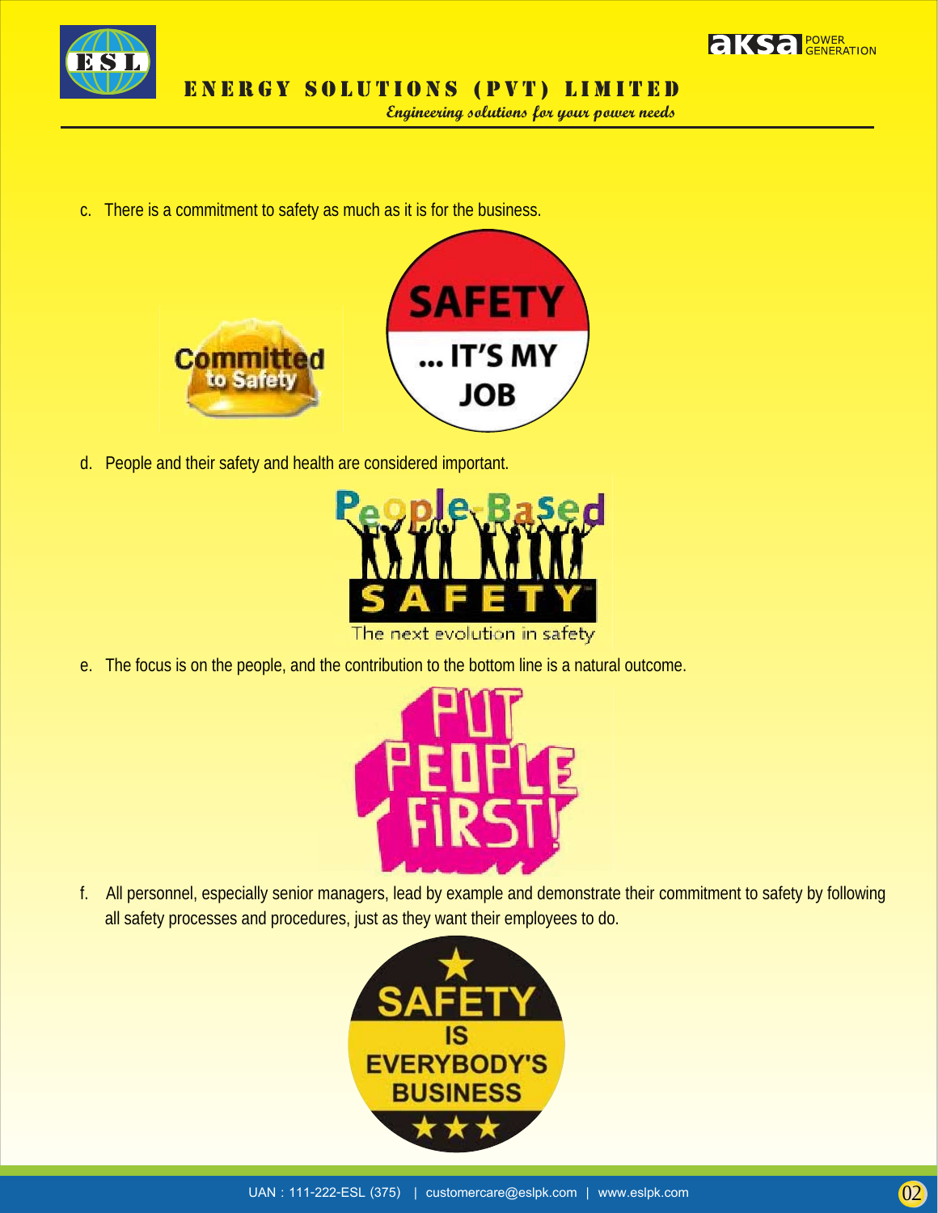c. There is a commitment to safety as much as it is for the business.

d. People and their safety and health are considered important.

e. The focus is on the people, and the contribution to the bottom line is a natural outcome.

f. All personnel, especially senior managers, lead by example and demonstrate their commitment to safety by following all safety processes and procedures, just as they want their employees to do.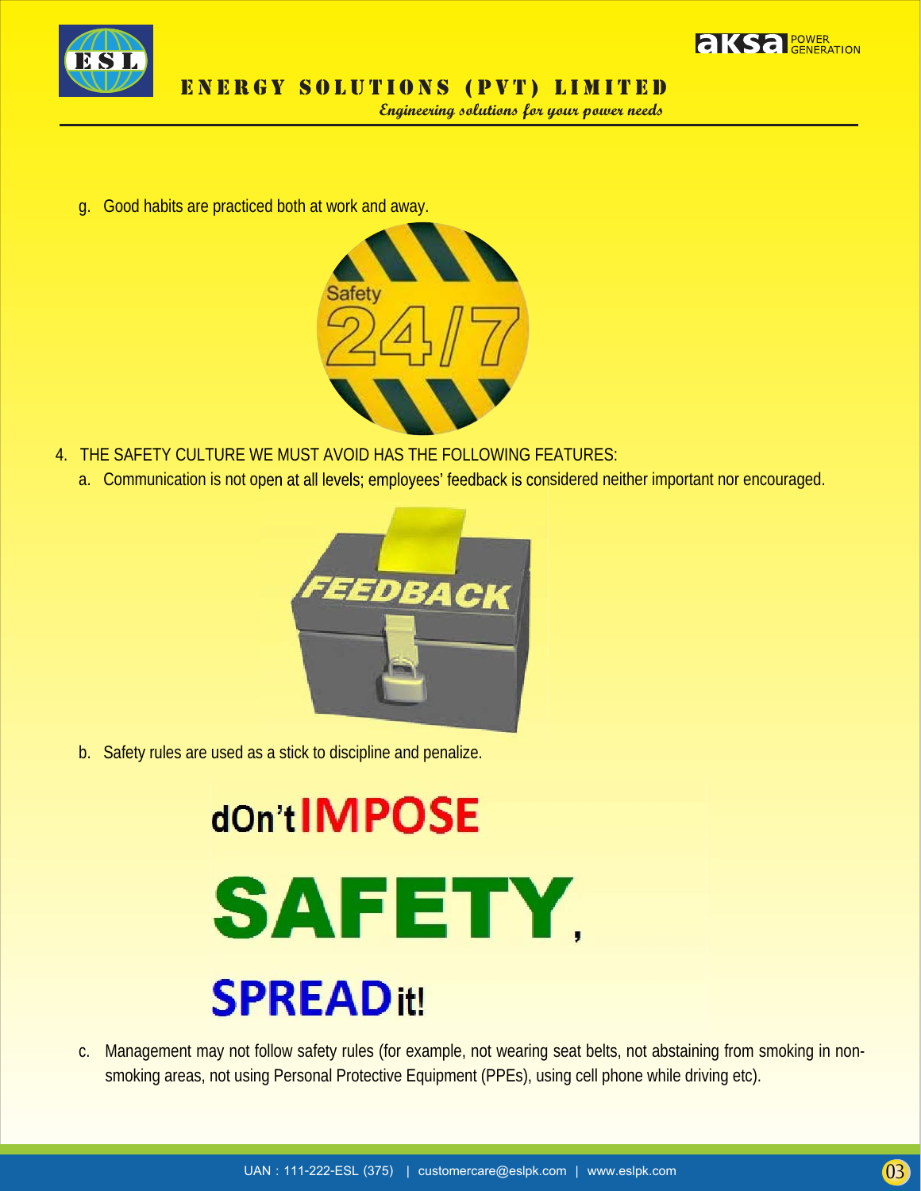g. Good habits are practiced both at work and away.

4. THE SAFETY CULTURE WE MUST AVOID HAS THE FOLLOWING FEATURES:
   a. Communication is not open at all levels; employees' feedback is considered neither important nor encouraged.

   b. Safety rules are used as a stick to discipline and penalize.

   c. Management may not follow safety rules (for example, not wearing seat belts, not abstaining from smoking in non-smoking areas, not using Personal Protective Equipment (PPEs), using cell phone while driving etc).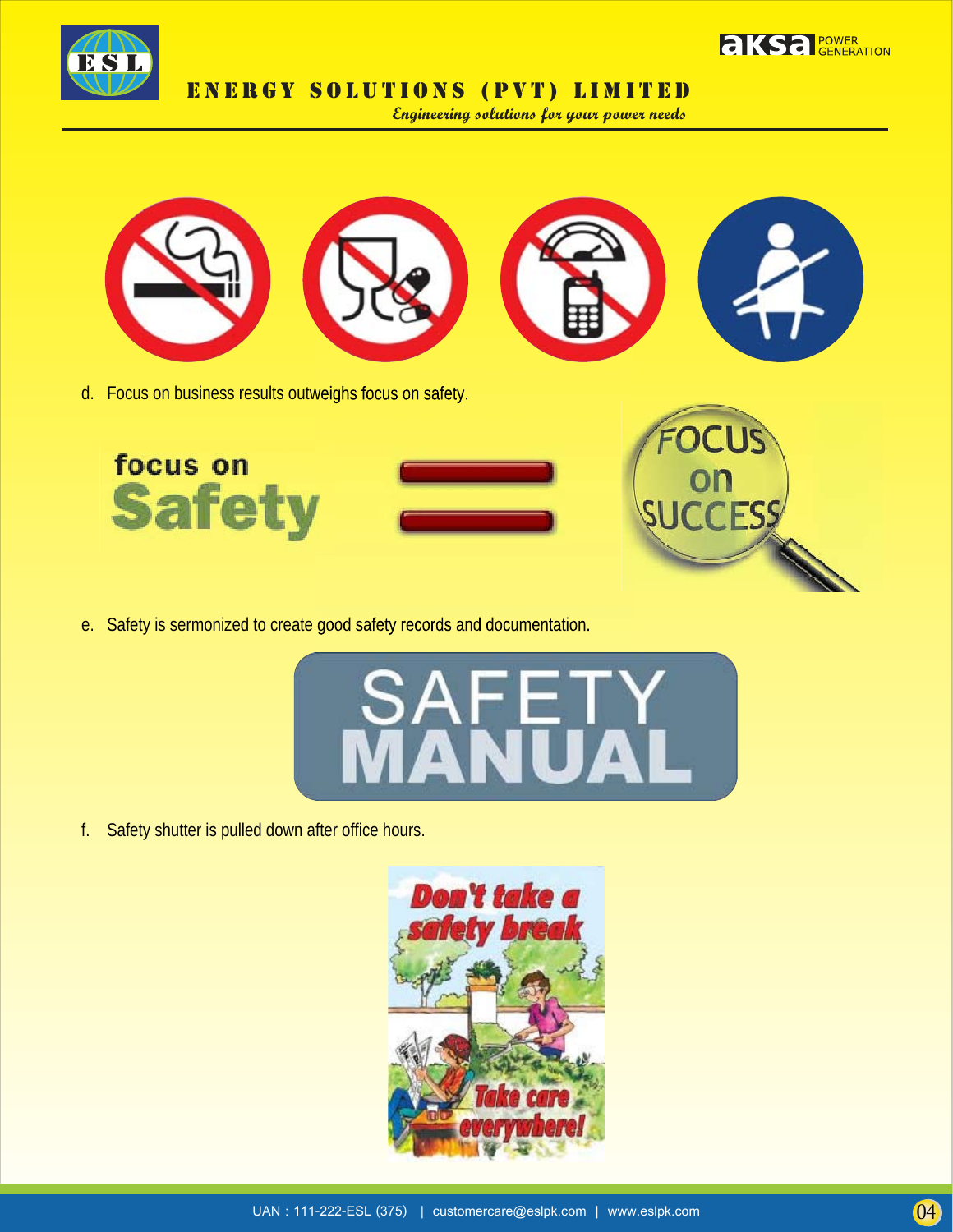d. Focus on business results outweighs focus on safety.

e. Safety is sermonized to create good safety records and documentation.

f. Safety shutter is pulled down after office hours.